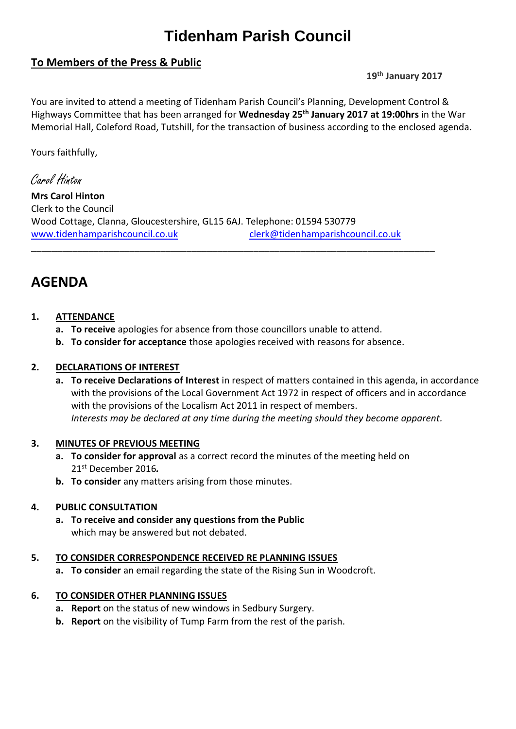# Tidenham Parish Council

## To Members of the Press & Public

**19th January 2017**

You are invited to attend a meeting of Tidenham Parish Council's Planning, Development Control & Highways Committee that has been arranged for **Wednesday 25th January 2017 at 19:00hrs** in the War Memorial Hall, Coleford Road, Tutshill, for the transaction of business according to the enclosed agenda.

Yours faithfully,

*Carol Hinton*

**Mrs Carol Hinton**
Clerk to the Council
Wood Cottage, Clanna, Gloucestershire, GL15 6AJ. Telephone: 01594 530779
www.tidenhamparishcouncil.co.uk clerk@tidenhamparishcouncil.co.uk

---

# AGENDA

1. **ATTENDANCE**
   a. **To receive** apologies for absence from those councillors unable to attend.
   b. **To consider for acceptance** those apologies received with reasons for absence.

2. **DECLARATIONS OF INTEREST**
   a. **To receive Declarations of Interest** in respect of matters contained in this agenda, in accordance with the provisions of the Local Government Act 1972 in respect of officers and in accordance with the provisions of the Localism Act 2011 in respect of members.
   *Interests may be declared at any time during the meeting should they become apparent.*

3. **MINUTES OF PREVIOUS MEETING**
   a. **To consider for approval** as a correct record the minutes of the meeting held on 21st December 2016*.*
   b. **To consider** any matters arising from those minutes.

4. **PUBLIC CONSULTATION**
   a. **To receive and consider any questions from the Public** which may be answered but not debated.

5. **TO CONSIDER CORRESPONDENCE RECEIVED RE PLANNING ISSUES**
   a. **To consider** an email regarding the state of the Rising Sun in Woodcroft.

6. **TO CONSIDER OTHER PLANNING ISSUES**
   a. **Report** on the status of new windows in Sedbury Surgery.
   b. **Report** on the visibility of Tump Farm from the rest of the parish.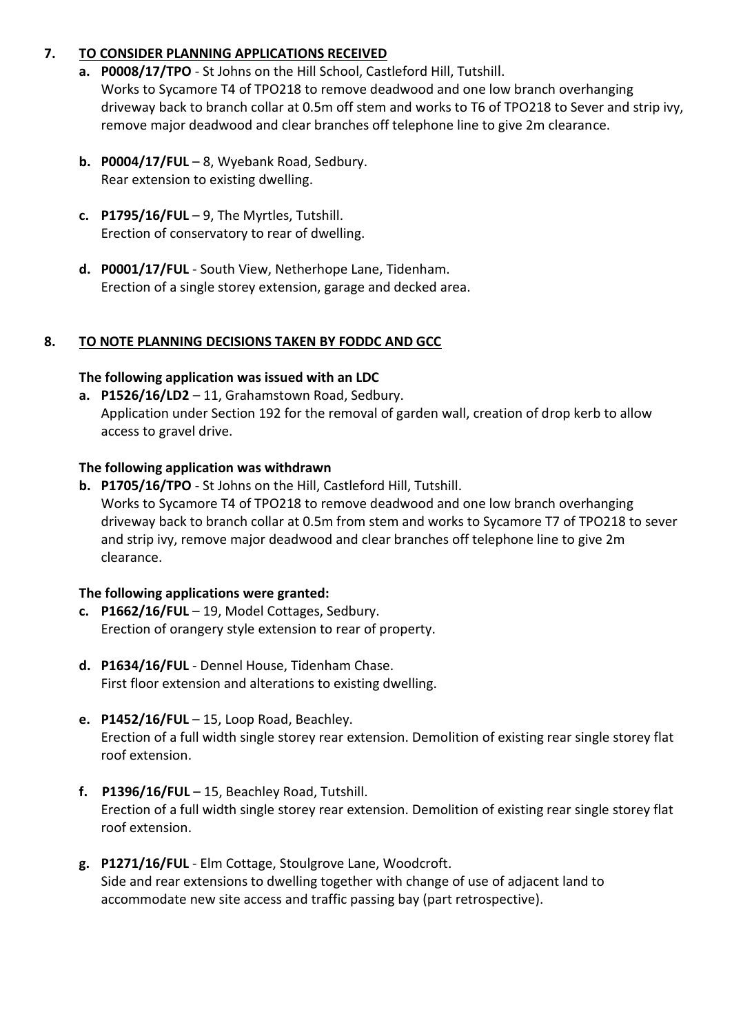## 7. TO CONSIDER PLANNING APPLICATIONS RECEIVED

**a. P0008/17/TPO** - St Johns on the Hill School, Castleford Hill, Tutshill.
Works to Sycamore T4 of TPO218 to remove deadwood and one low branch overhanging driveway back to branch collar at 0.5m off stem and works to T6 of TPO218 to Sever and strip ivy, remove major deadwood and clear branches off telephone line to give 2m clearance.

**b. P0004/17/FUL** – 8, Wyebank Road, Sedbury.
Rear extension to existing dwelling.

**c. P1795/16/FUL** – 9, The Myrtles, Tutshill.
Erection of conservatory to rear of dwelling.

**d. P0001/17/FUL** - South View, Netherhope Lane, Tidenham.
Erection of a single storey extension, garage and decked area.

## 8. TO NOTE PLANNING DECISIONS TAKEN BY FODDC AND GCC

**The following application was issued with an LDC**

**a. P1526/16/LD2** – 11, Grahamstown Road, Sedbury.
Application under Section 192 for the removal of garden wall, creation of drop kerb to allow access to gravel drive.

**The following application was withdrawn**

**b. P1705/16/TPO** - St Johns on the Hill, Castleford Hill, Tutshill.
Works to Sycamore T4 of TPO218 to remove deadwood and one low branch overhanging driveway back to branch collar at 0.5m from stem and works to Sycamore T7 of TPO218 to sever and strip ivy, remove major deadwood and clear branches off telephone line to give 2m clearance.

**The following applications were granted:**

**c. P1662/16/FUL** – 19, Model Cottages, Sedbury.
Erection of orangery style extension to rear of property.

**d. P1634/16/FUL** - Dennel House, Tidenham Chase.
First floor extension and alterations to existing dwelling.

**e. P1452/16/FUL** – 15, Loop Road, Beachley.
Erection of a full width single storey rear extension. Demolition of existing rear single storey flat roof extension.

**f. P1396/16/FUL** – 15, Beachley Road, Tutshill.
Erection of a full width single storey rear extension. Demolition of existing rear single storey flat roof extension.

**g. P1271/16/FUL** - Elm Cottage, Stoulgrove Lane, Woodcroft.
Side and rear extensions to dwelling together with change of use of adjacent land to accommodate new site access and traffic passing bay (part retrospective).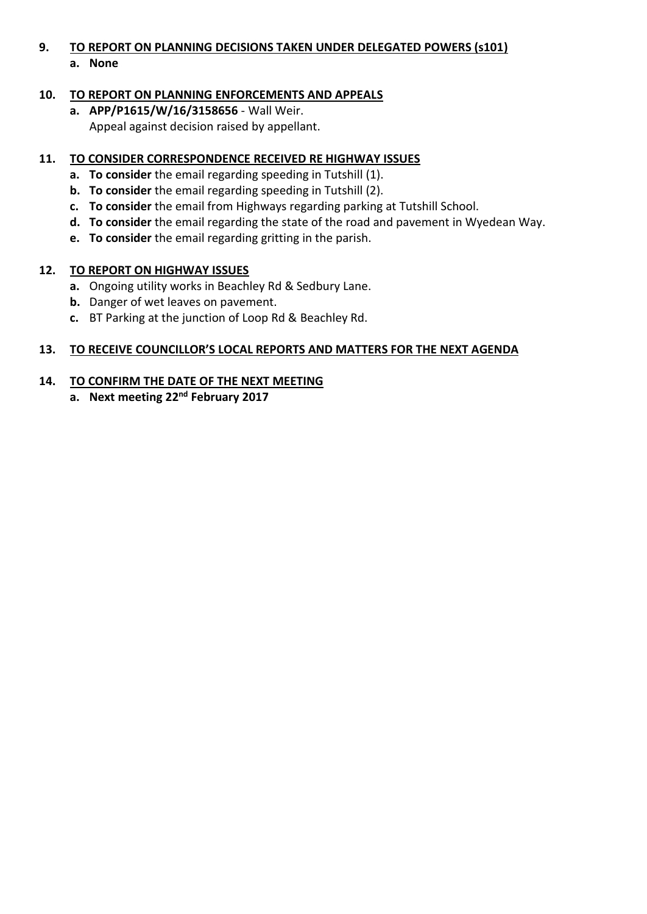**9. <u>TO REPORT ON PLANNING DECISIONS TAKEN UNDER DELEGATED POWERS (s101)</u>**

   **a. None**

**10. <u>TO REPORT ON PLANNING ENFORCEMENTS AND APPEALS</u>**

   **a. APP/P1615/W/16/3158656** - Wall Weir.
      Appeal against decision raised by appellant.

**11. <u>TO CONSIDER CORRESPONDENCE RECEIVED RE HIGHWAY ISSUES</u>**

   **a. To consider** the email regarding speeding in Tutshill (1).
   **b. To consider** the email regarding speeding in Tutshill (2).
   **c. To consider** the email from Highways regarding parking at Tutshill School.
   **d. To consider** the email regarding the state of the road and pavement in Wyedean Way.
   **e. To consider** the email regarding gritting in the parish.

**12. <u>TO REPORT ON HIGHWAY ISSUES</u>**

   **a.** Ongoing utility works in Beachley Rd & Sedbury Lane.
   **b.** Danger of wet leaves on pavement.
   **c.** BT Parking at the junction of Loop Rd & Beachley Rd.

**13. <u>TO RECEIVE COUNCILLOR'S LOCAL REPORTS AND MATTERS FOR THE NEXT AGENDA</u>**

**14. <u>TO CONFIRM THE DATE OF THE NEXT MEETING</u>**

   **a. Next meeting 22nd February 2017**